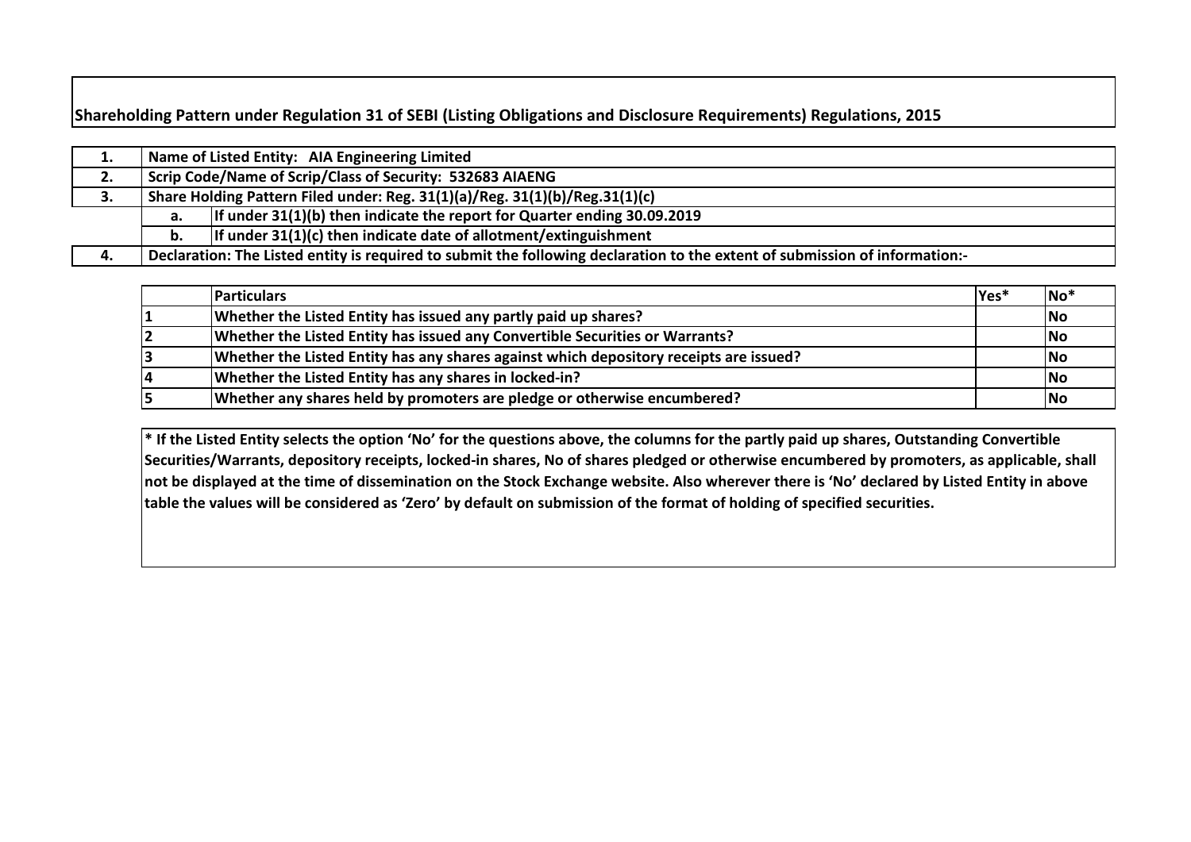# Shareholding Pattern under Regulation 31 of SEBI (Listing Obligations and Disclosure Requirements) Regulations, 2015

| | | |
|---|---|---|
| **1.** | **Name of Listed Entity: AIA Engineering Limited** | |
| **2.** | **Scrip Code/Name of Scrip/Class of Security: 532683 AIAENG** | |
| **3.** | **Share Holding Pattern Filed under: Reg. 31(1)(a)/Reg. 31(1)(b)/Reg.31(1)(c)** | |
| | **a.** | **If under 31(1)(b) then indicate the report for Quarter ending 30.09.2019** |
| | **b.** | **If under 31(1)(c) then indicate date of allotment/extinguishment** |
| **4.** | **Declaration: The Listed entity is required to submit the following declaration to the extent of submission of information:-** | |

| | Particulars | Yes* | No* |
|---|---|---|---|
| 1 | Whether the Listed Entity has issued any partly paid up shares? | | No |
| 2 | Whether the Listed Entity has issued any Convertible Securities or Warrants? | | No |
| 3 | Whether the Listed Entity has any shares against which depository receipts are issued? | | No |
| 4 | Whether the Listed Entity has any shares in locked-in? | | No |
| 5 | Whether any shares held by promoters are pledge or otherwise encumbered? | | No |

**\* If the Listed Entity selects the option 'No' for the questions above, the columns for the partly paid up shares, Outstanding Convertible Securities/Warrants, depository receipts, locked-in shares, No of shares pledged or otherwise encumbered by promoters, as applicable, shall not be displayed at the time of dissemination on the Stock Exchange website. Also wherever there is 'No' declared by Listed Entity in above table the values will be considered as 'Zero' by default on submission of the format of holding of specified securities.**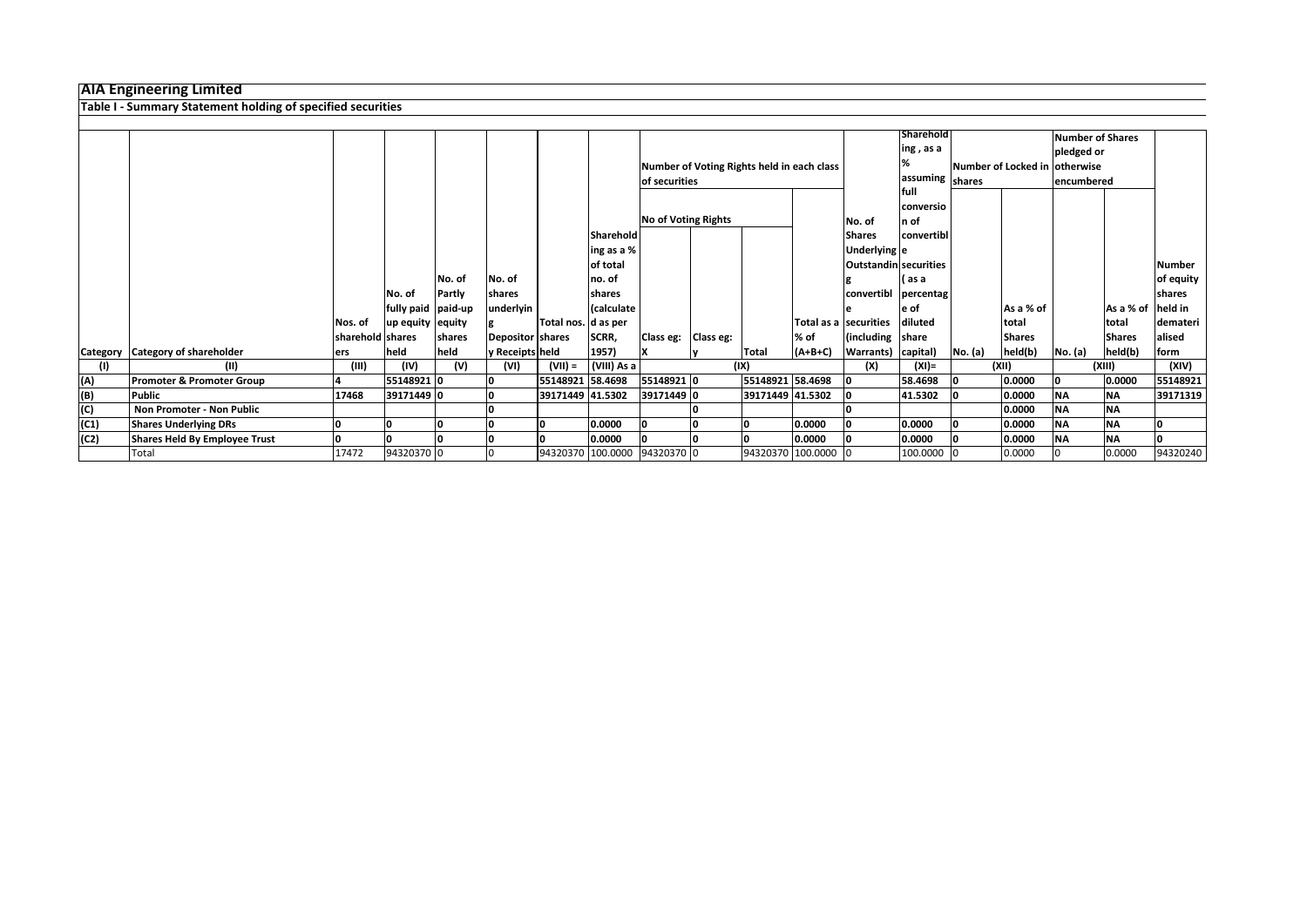# AIA Engineering Limited

## Table I - Summary Statement holding of specified securities

| Category | Category of shareholder | Nos. of shareholders | No. of fully paid up equity shares held | No. of Partly paid-up equity shares held | No. of shares underlying Depository Receipts | Total nos. shares held | Shareholding as a % of total no. of shares (calculated as per SCRR, 1957) | Number of Voting Rights held in each class of securities | | | | No. of Shares Underlying Outstanding convertible securities (including Warrants) | Shareholding , as a % assuming full conversion of convertible securities ( as a percentage of diluted share capital) | Number of Locked in shares | | Number of Shares pledged or otherwise encumbered | | Number of equity shares held in dematerialised form |
|---|---|---|---|---|---|---|---|---|---|---|---|---|---|---|---|---|---|---|
| | | | | | | | | No of Voting Rights | | | Total as a % of (A+B+C) | | | No. (a) | As a % of total Shares held(b) | No. (a) | As a % of total Shares held(b) | |
| | | | | | | | | Class eg: X | Class eg: y | Total | | | | | | | | |
| (I) | (II) | (III) | (IV) | (V) | (VI) | (VII) = | (VIII) As a | (IX) | | | | (X) | (XI)= | (XII) | | (XIII) | | (XIV) |
| (A) | Promoter & Promoter Group | 4 | 55148921 | 0 | 0 | 55148921 | 58.4698 | 55148921 | 0 | 55148921 | 58.4698 | 0 | 58.4698 | 0 | 0.0000 | 0 | 0.0000 | 55148921 |
| (B) | Public | 17468 | 39171449 | 0 | 0 | 39171449 | 41.5302 | 39171449 | 0 | 39171449 | 41.5302 | 0 | 41.5302 | 0 | 0.0000 | NA | NA | 39171319 |
| (C) | Non Promoter - Non Public | | | | 0 | | | | 0 | | | 0 | | | 0.0000 | NA | NA | |
| (C1) | Shares Underlying DRs | 0 | 0 | 0 | 0 | 0 | 0.0000 | 0 | 0 | 0 | 0.0000 | 0 | 0.0000 | 0 | 0.0000 | NA | NA | 0 |
| (C2) | Shares Held By Employee Trust | 0 | 0 | 0 | 0 | 0 | 0.0000 | 0 | 0 | 0 | 0.0000 | 0 | 0.0000 | 0 | 0.0000 | NA | NA | 0 |
| | Total | 17472 | 94320370 | 0 | 0 | 94320370 | 100.0000 | 94320370 | 0 | 94320370 | 100.0000 | 0 | 100.0000 | 0 | 0.0000 | 0 | 0.0000 | 94320240 |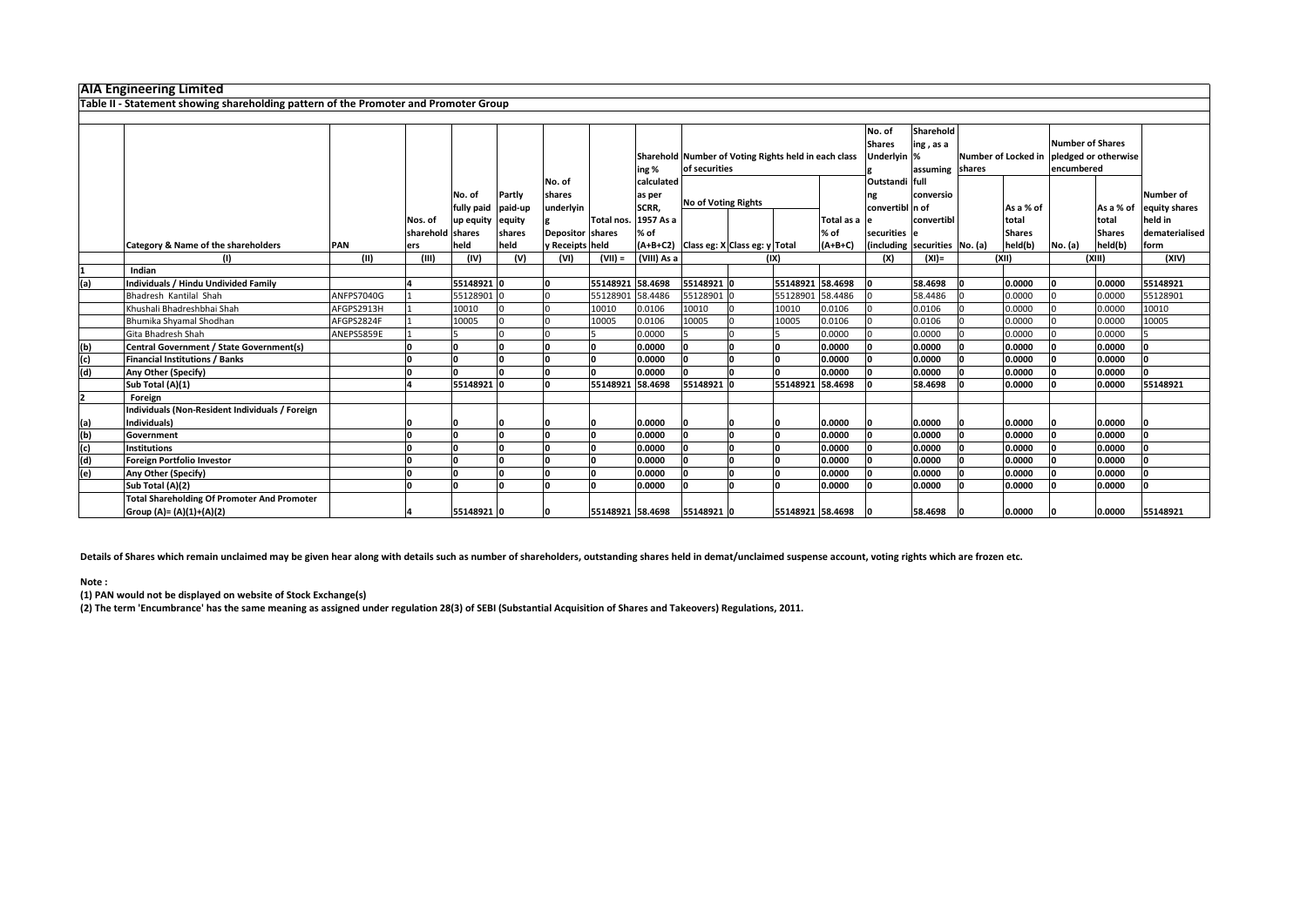## AIA Engineering Limited

### Table II - Statement showing shareholding pattern of the Promoter and Promoter Group

| | Category & Name of the shareholders | PAN | Nos. of shareholders | No. of fully paid up equity shares held | Partly paid-up equity shares held | No. of shares underlying Depository Receipts | Total nos. shares held | Shareholding % calculated as per SCRR, 1957 As a % of (A+B+C2) | Number of Voting Rights held in each class of securities | | | | No. of Shares Underlying Outstanding convertible securities (including | Shareholding , as a % assuming full conversion of convertible securities | Number of Locked in shares | | Number of Shares pledged or otherwise encumbered | | Number of equity shares held in dematerialised form |
|---|---|---|---|---|---|---|---|---|---|---|---|---|---|---|---|---|---|---|---|
| | | | | | | | | | No of Voting Rights | | | Total as a % of (A+B+C) | | | No. (a) | As a % of total Shares held(b) | No. (a) | As a % of total Shares held(b) | |
| | | | | | | | | | Class eg: X | Class eg: y | Total | | | | | | | | |
| | (I) | (II) | (III) | (IV) | (V) | (VI) | (VII) = | (VIII) As a | (IX) | | | | (X) | (XI)= | (XII) | | (XIII) | | (XIV) |
| 1 | **Indian** | | | | | | | | | | | | | | | | | | |
| (a) | **Individuals / Hindu Undivided Family** | | **4** | **55148921** | **0** | **0** | **55148921** | **58.4698** | **55148921** | **0** | **55148921** | **58.4698** | **0** | **58.4698** | **0** | **0.0000** | **0** | **0.0000** | **55148921** |
| | Bhadresh Kantilal Shah | ANFPS7040G | 1 | 55128901 | 0 | 0 | 55128901 | 58.4486 | 55128901 | 0 | 55128901 | 58.4486 | 0 | 58.4486 | 0 | 0.0000 | 0 | 0.0000 | 55128901 |
| | Khushali Bhadreshbhai Shah | AFGPS2913H | 1 | 10010 | 0 | 0 | 10010 | 0.0106 | 10010 | 0 | 10010 | 0.0106 | 0 | 0.0106 | 0 | 0.0000 | 0 | 0.0000 | 10010 |
| | Bhumika Shyamal Shodhan | AFGPS2824F | 1 | 10005 | 0 | 0 | 10005 | 0.0106 | 10005 | 0 | 10005 | 0.0106 | 0 | 0.0106 | 0 | 0.0000 | 0 | 0.0000 | 10005 |
| | Gita Bhadresh Shah | ANEPS5859E | 1 | 5 | 0 | 0 | 5 | 0.0000 | 5 | 0 | 5 | 0.0000 | 0 | 0.0000 | 0 | 0.0000 | 0 | 0.0000 | 5 |
| (b) | **Central Government / State Government(s)** | | **0** | **0** | **0** | **0** | **0** | **0.0000** | **0** | **0** | **0** | **0.0000** | **0** | **0.0000** | **0** | **0.0000** | **0** | **0.0000** | **0** |
| (c) | **Financial Institutions / Banks** | | **0** | **0** | **0** | **0** | **0** | **0.0000** | **0** | **0** | **0** | **0.0000** | **0** | **0.0000** | **0** | **0.0000** | **0** | **0.0000** | **0** |
| (d) | **Any Other (Specify)** | | **0** | **0** | **0** | **0** | **0** | **0.0000** | **0** | **0** | **0** | **0.0000** | **0** | **0.0000** | **0** | **0.0000** | **0** | **0.0000** | **0** |
| | **Sub Total (A)(1)** | | **4** | **55148921** | **0** | **0** | **55148921** | **58.4698** | **55148921** | **0** | **55148921** | **58.4698** | **0** | **58.4698** | **0** | **0.0000** | **0** | **0.0000** | **55148921** |
| 2 | **Foreign** | | | | | | | | | | | | | | | | | | |
| (a) | **Individuals (Non-Resident Individuals / Foreign Individuals)** | | **0** | **0** | **0** | **0** | **0** | **0.0000** | **0** | **0** | **0** | **0.0000** | **0** | **0.0000** | **0** | **0.0000** | **0** | **0.0000** | **0** |
| (b) | **Government** | | **0** | **0** | **0** | **0** | **0** | **0.0000** | **0** | **0** | **0** | **0.0000** | **0** | **0.0000** | **0** | **0.0000** | **0** | **0.0000** | **0** |
| (c) | **Institutions** | | **0** | **0** | **0** | **0** | **0** | **0.0000** | **0** | **0** | **0** | **0.0000** | **0** | **0.0000** | **0** | **0.0000** | **0** | **0.0000** | **0** |
| (d) | **Foreign Portfolio Investor** | | **0** | **0** | **0** | **0** | **0** | **0.0000** | **0** | **0** | **0** | **0.0000** | **0** | **0.0000** | **0** | **0.0000** | **0** | **0.0000** | **0** |
| (e) | **Any Other (Specify)** | | **0** | **0** | **0** | **0** | **0** | **0.0000** | **0** | **0** | **0** | **0.0000** | **0** | **0.0000** | **0** | **0.0000** | **0** | **0.0000** | **0** |
| | **Sub Total (A)(2)** | | **0** | **0** | **0** | **0** | **0** | **0.0000** | **0** | **0** | **0** | **0.0000** | **0** | **0.0000** | **0** | **0.0000** | **0** | **0.0000** | **0** |
| | **Total Shareholding Of Promoter And Promoter Group (A)= (A)(1)+(A)(2)** | | **4** | **55148921** | **0** | **0** | **55148921** | **58.4698** | **55148921** | **0** | **55148921** | **58.4698** | **0** | **58.4698** | **0** | **0.0000** | **0** | **0.0000** | **55148921** |

**Details of Shares which remain unclaimed may be given hear along with details such as number of shareholders, outstanding shares held in demat/unclaimed suspense account, voting rights which are frozen etc.**

**Note :**

**(1) PAN would not be displayed on website of Stock Exchange(s)**

**(2) The term 'Encumbrance' has the same meaning as assigned under regulation 28(3) of SEBI (Substantial Acquisition of Shares and Takeovers) Regulations, 2011.**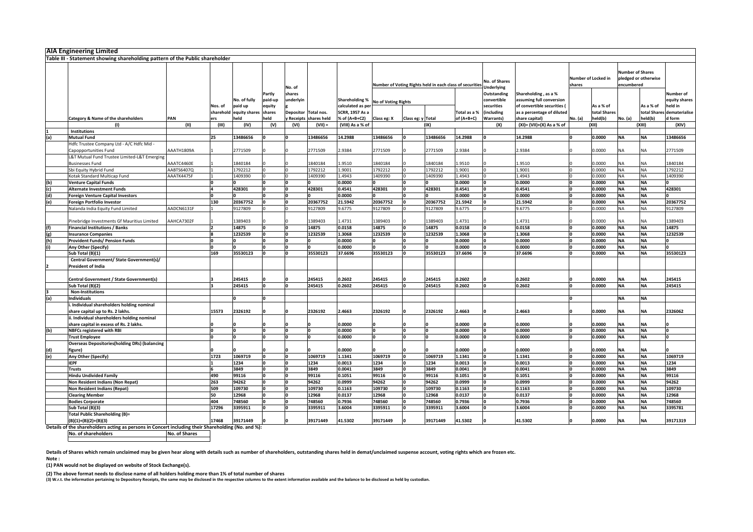## AIA Engineering Limited

### Table III - Statement showing shareholding pattern of the Public shareholder

| | Category & Name of the shareholders | PAN | Nos. of shareholders | No. of fully paid up equity shares held | Partly paid-up equity shares held | No. of shares underlying Depository Receipts | Total nos. shares held | Shareholding % calculated as per SCRR, 1957 As a % of (A+B+C2) | Number of Voting Rights held in each class of securities | | | | No. of Shares Underlying Outstanding convertible securities (including Warrants) | Shareholding , as a % assuming full conversion of convertible securities ( as a percentage of diluted share capital) | Number of Locked in shares | | Number of Shares pledged or otherwise encumbered | | Number of equity shares held in dematerialised form |
|---|---|---|---|---|---|---|---|---|---|---|---|---|---|---|---|---|---|---|---|
| | | | | | | | | | No of Voting Rights | | | Total as a % of (A+B+C) | | | No. (a) | As a % of total Shares held(b) | No. (a) | As a % of total Shares held(b) | |
| | | | | | | | | | Class eg: X | Class eg: y | Total | | | | | | | | |
| | (I) | (II) | (III) | (IV) | (V) | (VI) | (VII) = | (VIII) As a % of | (IX) | | | | (X) | (XI)= (VII)+(X) As a % of | (XII) | | (XIII) | | (XIV) |
| 1 | **Institutions** | | | | | | | | | | | | | | | | | | |
| (a) | **Mutual Fund** | | 25 | 13486656 | 0 | 0 | 13486656 | 14.2988 | 13486656 | 0 | 13486656 | 14.2988 | 0 | 14.2988 | 0 | 0.0000 | NA | NA | 13486656 |
| | Hdfc Trustee Company Ltd - A/C Hdfc Mid - Capopportunities Fund | AAATH1809A | 1 | 2771509 | 0 | 0 | 2771509 | 2.9384 | 2771509 | 0 | 2771509 | 2.9384 | 0 | 2.9384 | 0 | 0.0000 | NA | NA | 2771509 |
| | L&T Mutual Fund Trustee Limited-L&T Emerging Businesses Fund | AAATC4460E | 1 | 1840184 | 0 | 0 | 1840184 | 1.9510 | 1840184 | 0 | 1840184 | 1.9510 | 0 | 1.9510 | 0 | 0.0000 | NA | NA | 1840184 |
| | Sbi Equity Hybrid Fund | AABTS6407Q | 1 | 1792212 | 0 | 0 | 1792212 | 1.9001 | 1792212 | 0 | 1792212 | 1.9001 | 0 | 1.9001 | 0 | 0.0000 | NA | NA | 1792212 |
| | Kotak Standard Multicap Fund | AAATK4475F | 1 | 1409390 | 0 | 0 | 1409390 | 1.4943 | 1409390 | 0 | 1409390 | 1.4943 | 0 | 1.4943 | 0 | 0.0000 | NA | NA | 1409390 |
| (b) | **Venture Capital Funds** | | 0 | 0 | 0 | 0 | 0 | 0.0000 | 0 | 0 | 0 | 0.0000 | 0 | 0.0000 | 0 | 0.0000 | NA | NA | 0 |
| (c) | **Alternate Investment Funds** | | 4 | 428301 | 0 | 0 | 428301 | 0.4541 | 428301 | 0 | 428301 | 0.4541 | 0 | 0.4541 | 0 | 0.0000 | NA | NA | 428301 |
| (d) | **Foreign Venture Capital Investors** | | 0 | 0 | 0 | 0 | 0 | 0.0000 | 0 | 0 | 0 | 0.0000 | 0 | 0.0000 | 0 | 0.0000 | NA | NA | 0 |
| (e) | **Foreign Portfolio Investor** | | 130 | 20367752 | 0 | 0 | 20367752 | 21.5942 | 20367752 | 0 | 20367752 | 21.5942 | 0 | 21.5942 | 0 | 0.0000 | NA | NA | 20367752 |
| | Nalanda India Equity Fund Limited | AADCN6131F | 1 | 9127809 | 0 | 0 | 9127809 | 9.6775 | 9127809 | 0 | 9127809 | 9.6775 | 0 | 9.6775 | 0 | 0.0000 | NA | NA | 9127809 |
| | Pinebridge Investments Gf Mauritius Limited | AAHCA7302F | 1 | 1389403 | 0 | 0 | 1389403 | 1.4731 | 1389403 | 0 | 1389403 | 1.4731 | 0 | 1.4731 | 0 | 0.0000 | NA | NA | 1389403 |
| (f) | **Financial Institutions / Banks** | | 2 | 14875 | 0 | 0 | 14875 | 0.0158 | 14875 | 0 | 14875 | 0.0158 | 0 | 0.0158 | 0 | 0.0000 | NA | NA | 14875 |
| (g) | **Insurance Companies** | | 8 | 1232539 | 0 | 0 | 1232539 | 1.3068 | 1232539 | 0 | 1232539 | 1.3068 | 0 | 1.3068 | 0 | 0.0000 | NA | NA | 1232539 |
| (h) | **Provident Funds/ Pension Funds** | | 0 | 0 | 0 | 0 | 0 | 0.0000 | 0 | 0 | 0 | 0.0000 | 0 | 0.0000 | 0 | 0.0000 | NA | NA | 0 |
| (i) | **Any Other (Specify)** | | 0 | 0 | 0 | 0 | 0 | 0.0000 | 0 | 0 | 0 | 0.0000 | 0 | 0.0000 | 0 | 0.0000 | NA | NA | 0 |
| | **Sub Total (B)(1)** | | 169 | 35530123 | 0 | 0 | 35530123 | 37.6696 | 35530123 | 0 | 35530123 | 37.6696 | 0 | 37.6696 | 0 | 0.0000 | NA | NA | 35530123 |
| 2 | **Central Government/ State Government(s)/ President of India** | | | | | | | | | | | | | | | | | | |
| | **Central Government / State Government(s)** | | 3 | 245415 | 0 | 0 | 245415 | 0.2602 | 245415 | 0 | 245415 | 0.2602 | 0 | 0.2602 | 0 | 0.0000 | NA | NA | 245415 |
| | **Sub Total (B)(2)** | | 3 | 245415 | 0 | 0 | 245415 | 0.2602 | 245415 | 0 | 245415 | 0.2602 | 0 | 0.2602 | 0 | 0.0000 | NA | NA | 245415 |
| 3 | **Non-Institutions** | | | | | | | | | | | | | | | | | | |
| (a) | **Individuals** | | | 0 | 0 | | | | | | | | | | 0 | | NA | NA | |
| | **i. Individual shareholders holding nominal share capital up to Rs. 2 lakhs.** | | 15573 | 2326192 | 0 | 0 | 2326192 | 2.4663 | 2326192 | 0 | 2326192 | 2.4663 | 0 | 2.4663 | 0 | 0.0000 | NA | NA | 2326062 |
| | **ii. Individual shareholders holding nominal share capital in excess of Rs. 2 lakhs.** | | 0 | 0 | 0 | 0 | 0 | 0.0000 | 0 | 0 | 0 | 0.0000 | 0 | 0.0000 | 0 | 0.0000 | NA | NA | 0 |
| (b) | **NBFCs registered with RBI** | | 0 | 0 | 0 | 0 | 0 | 0.0000 | 0 | 0 | 0 | 0.0000 | 0 | 0.0000 | 0 | 0.0000 | NA | NA | 0 |
| | **Trust Employee** | | 0 | 0 | 0 | 0 | 0 | 0.0000 | 0 | 0 | 0 | 0.0000 | 0 | 0.0000 | 0 | 0.0000 | NA | NA | 0 |
| (d) | **Overseas Depositories(holding DRs) (balancing figure)** | | 0 | 0 | 0 | 0 | 0 | 0.0000 | 0 | 0 | 0 | 0.0000 | 0 | 0.0000 | 0 | 0.0000 | NA | NA | 0 |
| (e) | **Any Other (Specify)** | | 1723 | 1069719 | 0 | 0 | 1069719 | 1.1341 | 1069719 | 0 | 1069719 | 1.1341 | 0 | 1.1341 | 0 | 0.0000 | NA | NA | 1069719 |
| | **IEPF** | | 1 | 1234 | 0 | 0 | 1234 | 0.0013 | 1234 | 0 | 1234 | 0.0013 | 0 | 0.0013 | 0 | 0.0000 | NA | NA | 1234 |
| | **Trusts** | | 6 | 3849 | 0 | 0 | 3849 | 0.0041 | 3849 | 0 | 3849 | 0.0041 | 0 | 0.0041 | 0 | 0.0000 | NA | NA | 3849 |
| | **Hindu Undivided Family** | | 490 | 99116 | 0 | 0 | 99116 | 0.1051 | 99116 | 0 | 99116 | 0.1051 | 0 | 0.1051 | 0 | 0.0000 | NA | NA | 99116 |
| | **Non Resident Indians (Non Repat)** | | 263 | 94262 | 0 | 0 | 94262 | 0.0999 | 94262 | 0 | 94262 | 0.0999 | 0 | 0.0999 | 0 | 0.0000 | NA | NA | 94262 |
| | **Non Resident Indians (Repat)** | | 509 | 109730 | 0 | 0 | 109730 | 0.1163 | 109730 | 0 | 109730 | 0.1163 | 0 | 0.1163 | 0 | 0.0000 | NA | NA | 109730 |
| | **Clearing Member** | | 50 | 12968 | 0 | 0 | 12968 | 0.0137 | 12968 | 0 | 12968 | 0.0137 | 0 | 0.0137 | 0 | 0.0000 | NA | NA | 12968 |
| | **Bodies Corporate** | | 404 | 748560 | 0 | 0 | 748560 | 0.7936 | 748560 | 0 | 748560 | 0.7936 | 0 | 0.7936 | 0 | 0.0000 | NA | NA | 748560 |
| | **Sub Total (B)(3)** | | 17296 | 3395911 | 0 | 0 | 3395911 | 3.6004 | 3395911 | 0 | 3395911 | 3.6004 | 0 | 3.6004 | 0 | 0.0000 | NA | NA | 3395781 |
| | **Total Public Shareholding (B)= (B)(1)+(B)(2)+(B)(3)** | | 17468 | 39171449 | 0 | 0 | 39171449 | 41.5302 | 39171449 | 0 | 39171449 | 41.5302 | 0 | 41.5302 | 0 | 0.0000 | NA | NA | 39171319 |

**Details of the shareholders acting as persons in Concert including their Shareholding (No. and %):**

| No. of shareholders | No. of Shares |
|---|---|
| | |

**Details of Shares which remain unclaimed may be given hear along with details such as number of shareholders, outstanding shares held in demat/unclaimed suspense account, voting rights which are frozen etc.**

**Note :**

**(1) PAN would not be displayed on website of Stock Exchange(s).**

**(2) The above format needs to disclose name of all holders holding more than 1% of total number of shares**

**(3) W.r.t. the information pertaining to Depository Receipts, the same may be disclosed in the respective columns to the extent information available and the balance to be disclosed as held by custodian.**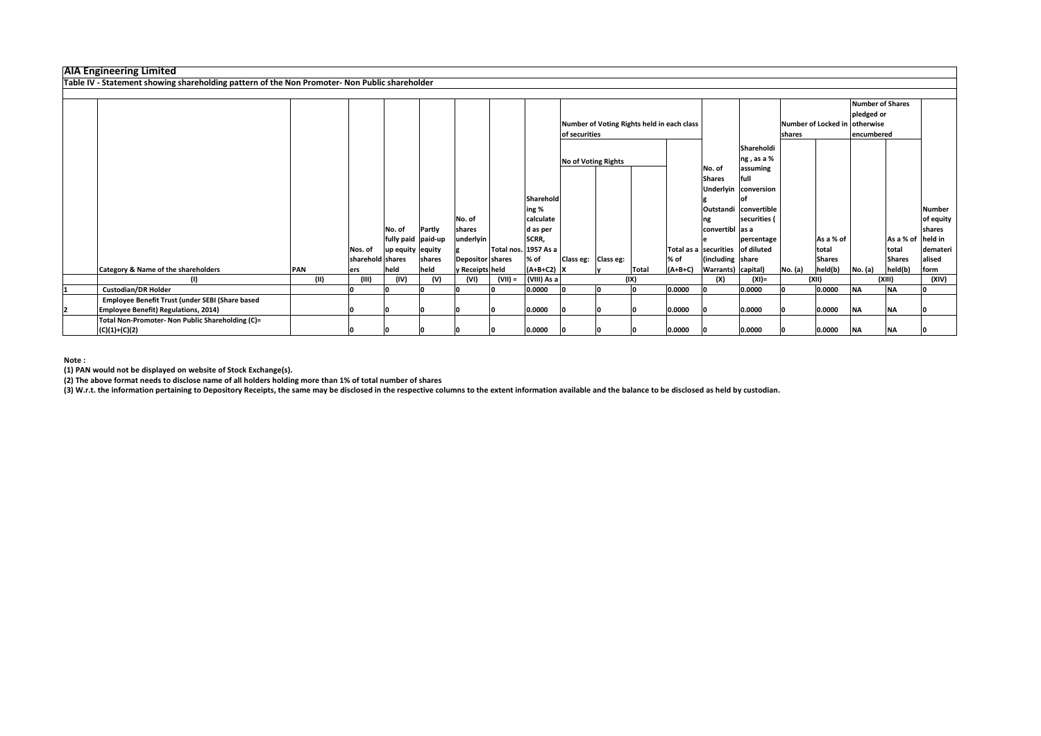## AIA Engineering Limited

### Table IV - Statement showing shareholding pattern of the Non Promoter- Non Public shareholder

| | Category & Name of the shareholders | PAN | Nos. of shareholders | No. of fully paid up equity shares held | Partly paid-up equity shares held | No. of shares underlying Depository Receipts | Total nos. shares held | Shareholding % calculated as per SCRR, 1957 As a % of (A+B+C2) | Number of Voting Rights held in each class of securities | | | | No. of Shares Underlying Outstanding convertible securities (including Warrants) | Shareholding , as a % assuming full conversion of convertible securities ( as a percentage of diluted share capital) | Number of Locked in shares | | Number of Shares pledged or otherwise encumbered | | Number of equity shares held in dematerialised form |
|---|---|---|---|---|---|---|---|---|---|---|---|---|---|---|---|---|---|---|---|
| | | | | | | | | | No of Voting Rights | | | Total as a % of (A+B+C) | | | No. (a) | As a % of total Shares held(b) | No. (a) | As a % of total Shares held(b) | |
| | | | | | | | | | Class eg: X | Class eg: y | Total | | | | | | | | |
| | (I) | (II) | (III) | (IV) | (V) | (VI) | (VII) = | (VIII) As a | | (IX) | | | (X) | (XI)= | (XII) | | (XIII) | | (XIV) |
| 1 | Custodian/DR Holder | | 0 | 0 | 0 | 0 | 0 | 0.0000 | 0 | 0 | 0 | 0.0000 | 0 | 0.0000 | 0 | 0.0000 | NA | NA | 0 |
| 2 | Employee Benefit Trust (under SEBI (Share based Employee Benefit) Regulations, 2014) | | 0 | 0 | 0 | 0 | 0 | 0.0000 | 0 | 0 | 0 | 0.0000 | 0 | 0.0000 | 0 | 0.0000 | NA | NA | 0 |
| | Total Non-Promoter- Non Public Shareholding (C)= (C)(1)+(C)(2) | | 0 | 0 | 0 | 0 | 0 | 0.0000 | 0 | 0 | 0 | 0.0000 | 0 | 0.0000 | 0 | 0.0000 | NA | NA | 0 |

**Note :**

**(1) PAN would not be displayed on website of Stock Exchange(s).**

**(2) The above format needs to disclose name of all holders holding more than 1% of total number of shares**

**(3) W.r.t. the information pertaining to Depository Receipts, the same may be disclosed in the respective columns to the extent information available and the balance to be disclosed as held by custodian.**